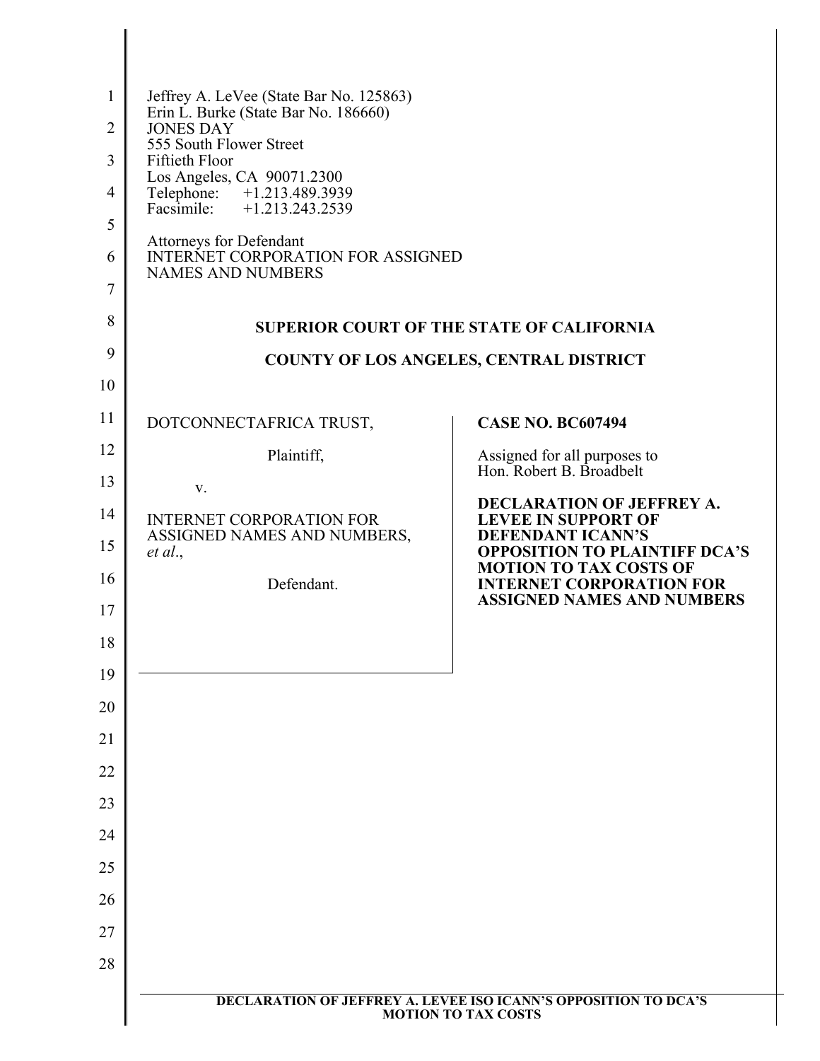Jeffrey A. LeVee (State Bar No. 125863)
Erin L. Burke (State Bar No. 186660)
JONES DAY
555 South Flower Street
Fiftieth Floor
Los Angeles, CA 90071.2300
Telephone: +1.213.489.3939
Facsimile: +1.213.243.2539

Attorneys for Defendant
INTERNET CORPORATION FOR ASSIGNED NAMES AND NUMBERS

**SUPERIOR COURT OF THE STATE OF CALIFORNIA**

**COUNTY OF LOS ANGELES, CENTRAL DISTRICT**

DOTCONNECTAFRICA TRUST,

Plaintiff,

v.

INTERNET CORPORATION FOR ASSIGNED NAMES AND NUMBERS, *et al*.,

Defendant.

**CASE NO. BC607494**

Assigned for all purposes to
Hon. Robert B. Broadbelt

**DECLARATION OF JEFFREY A. LEVEE IN SUPPORT OF DEFENDANT ICANN'S OPPOSITION TO PLAINTIFF DCA'S MOTION TO TAX COSTS OF INTERNET CORPORATION FOR ASSIGNED NAMES AND NUMBERS**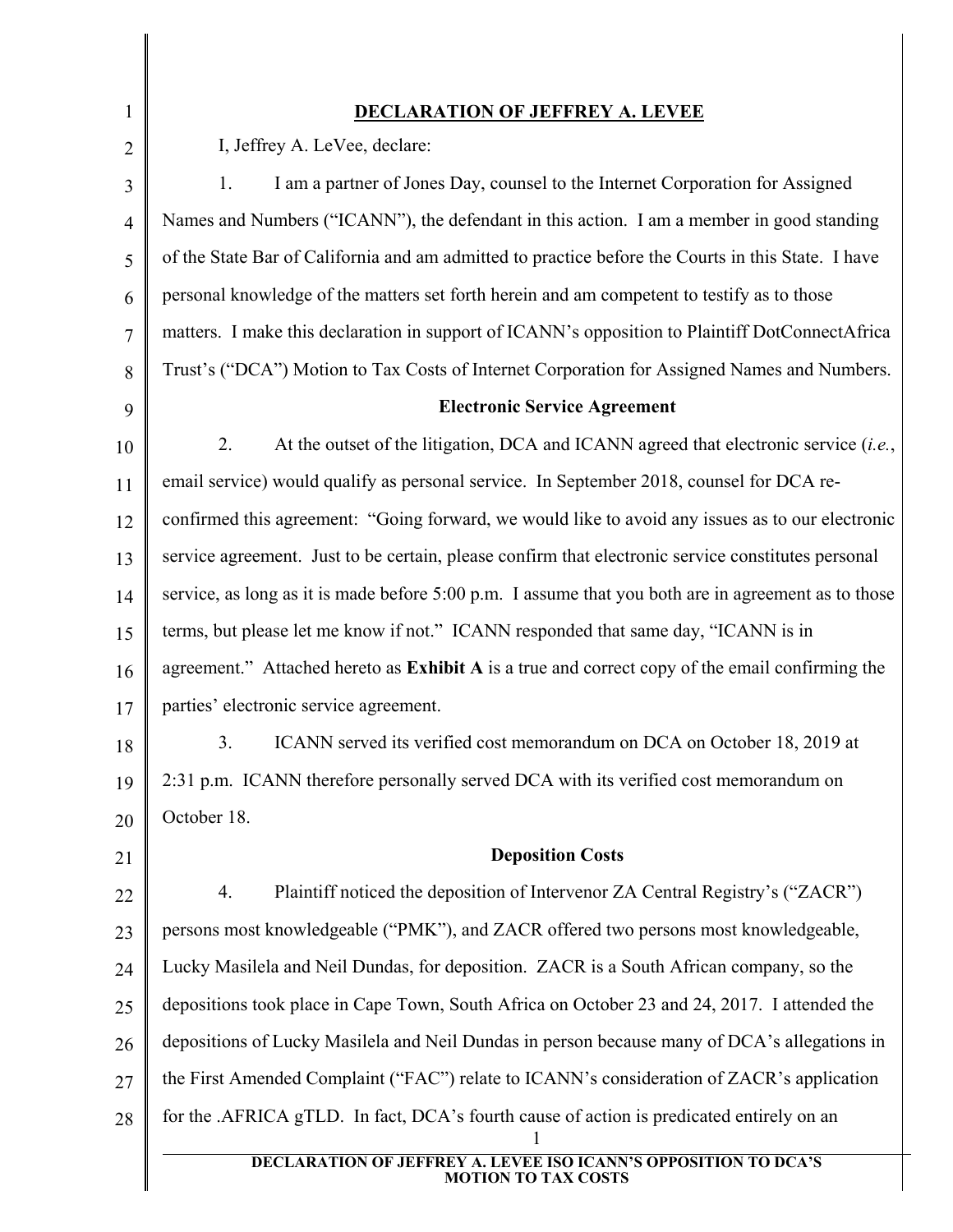# DECLARATION OF JEFFREY A. LEVEE

I, Jeffrey A. LeVee, declare:

1. I am a partner of Jones Day, counsel to the Internet Corporation for Assigned Names and Numbers ("ICANN"), the defendant in this action. I am a member in good standing of the State Bar of California and am admitted to practice before the Courts in this State. I have personal knowledge of the matters set forth herein and am competent to testify as to those matters. I make this declaration in support of ICANN's opposition to Plaintiff DotConnectAfrica Trust's ("DCA") Motion to Tax Costs of Internet Corporation for Assigned Names and Numbers.

## Electronic Service Agreement

2. At the outset of the litigation, DCA and ICANN agreed that electronic service (*i.e.*, email service) would qualify as personal service. In September 2018, counsel for DCA re-confirmed this agreement: "Going forward, we would like to avoid any issues as to our electronic service agreement. Just to be certain, please confirm that electronic service constitutes personal service, as long as it is made before 5:00 p.m. I assume that you both are in agreement as to those terms, but please let me know if not." ICANN responded that same day, "ICANN is in agreement." Attached hereto as **Exhibit A** is a true and correct copy of the email confirming the parties' electronic service agreement.

3. ICANN served its verified cost memorandum on DCA on October 18, 2019 at 2:31 p.m. ICANN therefore personally served DCA with its verified cost memorandum on October 18.

## Deposition Costs

4. Plaintiff noticed the deposition of Intervenor ZA Central Registry's ("ZACR") persons most knowledgeable ("PMK"), and ZACR offered two persons most knowledgeable, Lucky Masilela and Neil Dundas, for deposition. ZACR is a South African company, so the depositions took place in Cape Town, South Africa on October 23 and 24, 2017. I attended the depositions of Lucky Masilela and Neil Dundas in person because many of DCA's allegations in the First Amended Complaint ("FAC") relate to ICANN's consideration of ZACR's application for the .AFRICA gTLD. In fact, DCA's fourth cause of action is predicated entirely on an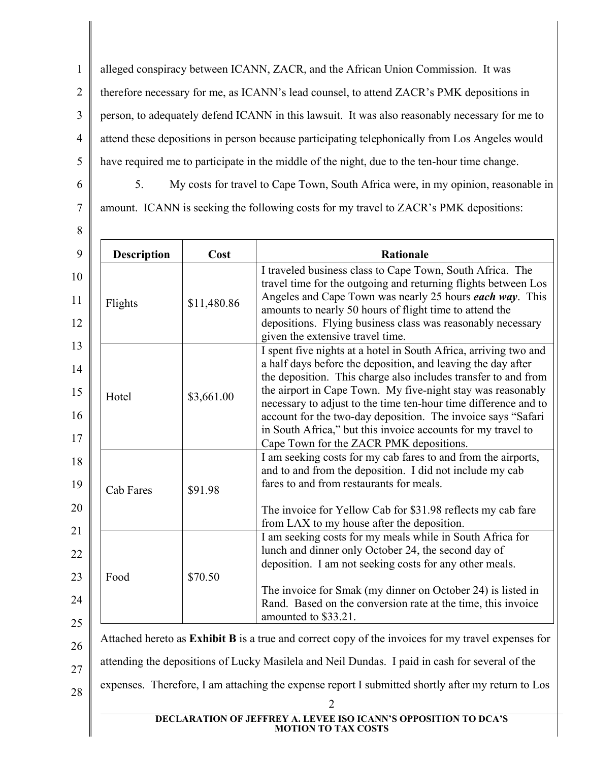alleged conspiracy between ICANN, ZACR, and the African Union Commission. It was therefore necessary for me, as ICANN's lead counsel, to attend ZACR's PMK depositions in person, to adequately defend ICANN in this lawsuit. It was also reasonably necessary for me to attend these depositions in person because participating telephonically from Los Angeles would have required me to participate in the middle of the night, due to the ten-hour time change.

5. My costs for travel to Cape Town, South Africa were, in my opinion, reasonable in amount. ICANN is seeking the following costs for my travel to ZACR's PMK depositions:

| Description | Cost | Rationale |
|---|---|---|
| Flights | $11,480.86 | I traveled business class to Cape Town, South Africa. The travel time for the outgoing and returning flights between Los Angeles and Cape Town was nearly 25 hours ***each way***. This amounts to nearly 50 hours of flight time to attend the depositions. Flying business class was reasonably necessary given the extensive travel time. |
| Hotel | $3,661.00 | I spent five nights at a hotel in South Africa, arriving two and a half days before the deposition, and leaving the day after the deposition. This charge also includes transfer to and from the airport in Cape Town. My five-night stay was reasonably necessary to adjust to the time ten-hour time difference and to account for the two-day deposition. The invoice says "Safari in South Africa," but this invoice accounts for my travel to Cape Town for the ZACR PMK depositions. |
| Cab Fares | $91.98 | I am seeking costs for my cab fares to and from the airports, and to and from the deposition. I did not include my cab fares to and from restaurants for meals.<br><br>The invoice for Yellow Cab for $31.98 reflects my cab fare from LAX to my house after the deposition. |
| Food | $70.50 | I am seeking costs for my meals while in South Africa for lunch and dinner only October 24, the second day of deposition. I am not seeking costs for any other meals.<br><br>The invoice for Smak (my dinner on October 24) is listed in Rand. Based on the conversion rate at the time, this invoice amounted to $33.21. |

Attached hereto as **Exhibit B** is a true and correct copy of the invoices for my travel expenses for attending the depositions of Lucky Masilela and Neil Dundas. I paid in cash for several of the expenses. Therefore, I am attaching the expense report I submitted shortly after my return to Los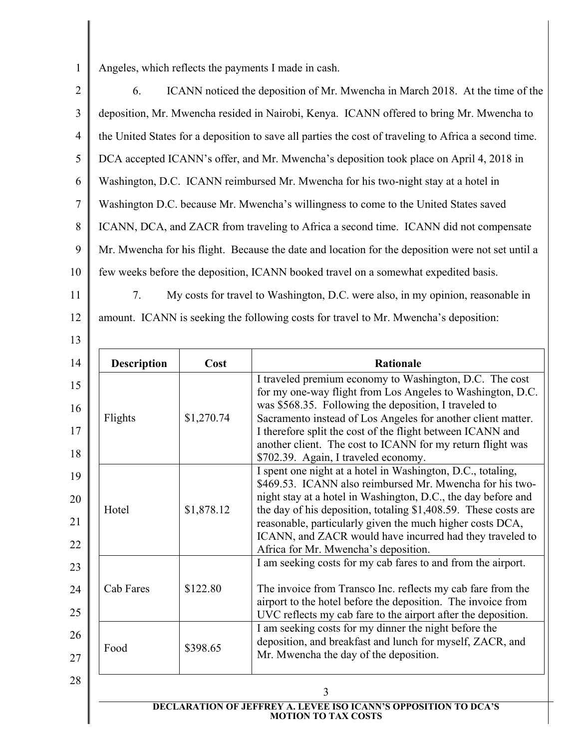Angeles, which reflects the payments I made in cash.

6. ICANN noticed the deposition of Mr. Mwencha in March 2018. At the time of the deposition, Mr. Mwencha resided in Nairobi, Kenya. ICANN offered to bring Mr. Mwencha to the United States for a deposition to save all parties the cost of traveling to Africa a second time. DCA accepted ICANN's offer, and Mr. Mwencha's deposition took place on April 4, 2018 in Washington, D.C. ICANN reimbursed Mr. Mwencha for his two-night stay at a hotel in Washington D.C. because Mr. Mwencha's willingness to come to the United States saved ICANN, DCA, and ZACR from traveling to Africa a second time. ICANN did not compensate Mr. Mwencha for his flight. Because the date and location for the deposition were not set until a few weeks before the deposition, ICANN booked travel on a somewhat expedited basis.

7. My costs for travel to Washington, D.C. were also, in my opinion, reasonable in amount. ICANN is seeking the following costs for travel to Mr. Mwencha's deposition:

| Description | Cost | Rationale |
|---|---|---|
| Flights | $1,270.74 | I traveled premium economy to Washington, D.C. The cost for my one-way flight from Los Angeles to Washington, D.C. was $568.35. Following the deposition, I traveled to Sacramento instead of Los Angeles for another client matter. I therefore split the cost of the flight between ICANN and another client. The cost to ICANN for my return flight was $702.39. Again, I traveled economy. |
| Hotel | $1,878.12 | I spent one night at a hotel in Washington, D.C., totaling, $469.53. ICANN also reimbursed Mr. Mwencha for his two-night stay at a hotel in Washington, D.C., the day before and the day of his deposition, totaling $1,408.59. These costs are reasonable, particularly given the much higher costs DCA, ICANN, and ZACR would have incurred had they traveled to Africa for Mr. Mwencha's deposition. |
| Cab Fares | $122.80 | I am seeking costs for my cab fares to and from the airport. The invoice from Transco Inc. reflects my cab fare from the airport to the hotel before the deposition. The invoice from UVC reflects my cab fare to the airport after the deposition. |
| Food | $398.65 | I am seeking costs for my dinner the night before the deposition, and breakfast and lunch for myself, ZACR, and Mr. Mwencha the day of the deposition. |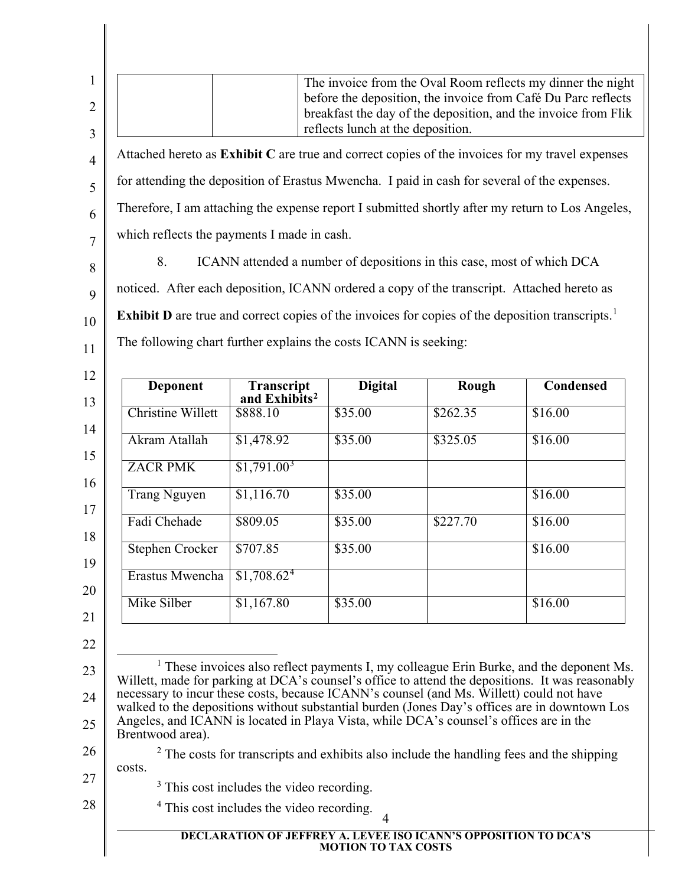| | | The invoice from the Oval Room reflects my dinner the night before the deposition, the invoice from Café Du Parc reflects breakfast the day of the deposition, and the invoice from Flik reflects lunch at the deposition. |
|---|---|---|

Attached hereto as **Exhibit C** are true and correct copies of the invoices for my travel expenses for attending the deposition of Erastus Mwencha. I paid in cash for several of the expenses. Therefore, I am attaching the expense report I submitted shortly after my return to Los Angeles, which reflects the payments I made in cash.

8. ICANN attended a number of depositions in this case, most of which DCA noticed. After each deposition, ICANN ordered a copy of the transcript. Attached hereto as **Exhibit D** are true and correct copies of the invoices for copies of the deposition transcripts.[1] The following chart further explains the costs ICANN is seeking:

| Deponent | Transcript and Exhibits[2] | Digital | Rough | Condensed |
|---|---|---|---|---|
| Christine Willett | $888.10 | $35.00 | $262.35 | $16.00 |
| Akram Atallah | $1,478.92 | $35.00 | $325.05 | $16.00 |
| ZACR PMK | $1,791.00[3] | | | |
| Trang Nguyen | $1,116.70 | $35.00 | | $16.00 |
| Fadi Chehade | $809.05 | $35.00 | $227.70 | $16.00 |
| Stephen Crocker | $707.85 | $35.00 | | $16.00 |
| Erastus Mwencha | $1,708.62[4] | | | |
| Mike Silber | $1,167.80 | $35.00 | | $16.00 |

[1] These invoices also reflect payments I, my colleague Erin Burke, and the deponent Ms. Willett, made for parking at DCA's counsel's office to attend the depositions. It was reasonably necessary to incur these costs, because ICANN's counsel (and Ms. Willett) could not have walked to the depositions without substantial burden (Jones Day's offices are in downtown Los Angeles, and ICANN is located in Playa Vista, while DCA's counsel's offices are in the Brentwood area).

[2] The costs for transcripts and exhibits also include the handling fees and the shipping costs.

[3] This cost includes the video recording.

[4] This cost includes the video recording.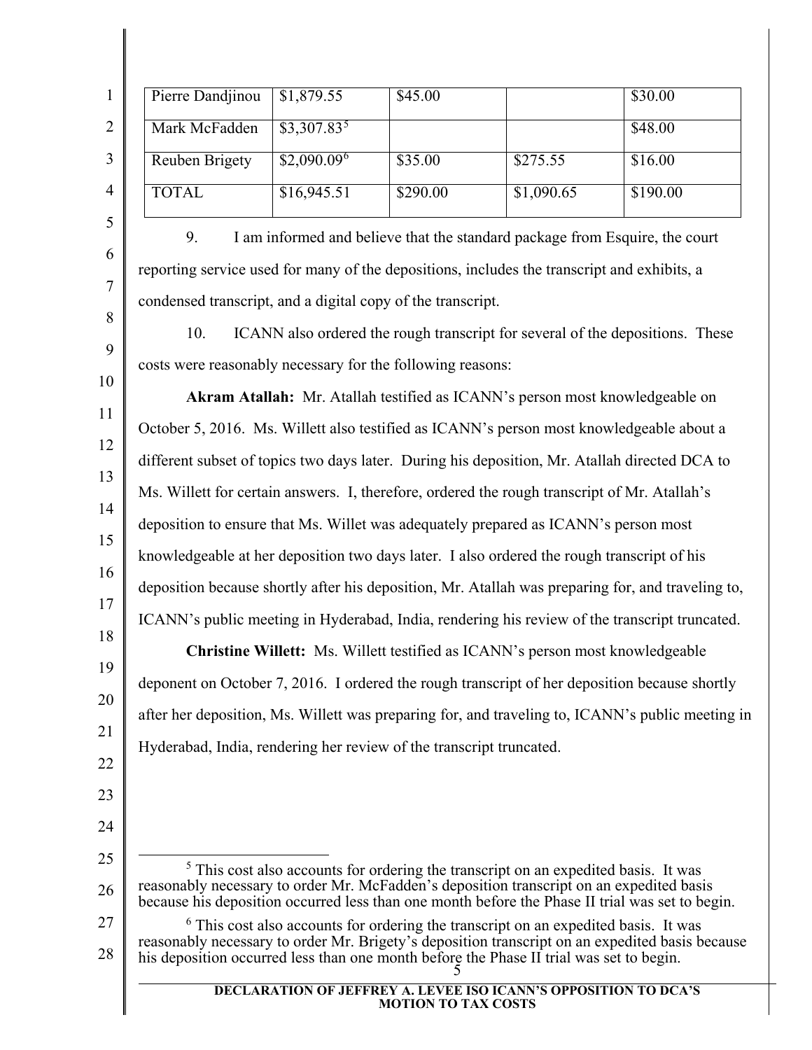| | | | | |
|---|---|---|---|---|
| Pierre Dandjinou | $1,879.55 | $45.00 | | $30.00 |
| Mark McFadden | $3,307.83[5] | | | $48.00 |
| Reuben Brigety | $2,090.09[6] | $35.00 | $275.55 | $16.00 |
| TOTAL | $16,945.51 | $290.00 | $1,090.65 | $190.00 |

9. I am informed and believe that the standard package from Esquire, the court reporting service used for many of the depositions, includes the transcript and exhibits, a condensed transcript, and a digital copy of the transcript.

10. ICANN also ordered the rough transcript for several of the depositions. These costs were reasonably necessary for the following reasons:

**Akram Atallah:** Mr. Atallah testified as ICANN's person most knowledgeable on October 5, 2016. Ms. Willett also testified as ICANN's person most knowledgeable about a different subset of topics two days later. During his deposition, Mr. Atallah directed DCA to Ms. Willett for certain answers. I, therefore, ordered the rough transcript of Mr. Atallah's deposition to ensure that Ms. Willet was adequately prepared as ICANN's person most knowledgeable at her deposition two days later. I also ordered the rough transcript of his deposition because shortly after his deposition, Mr. Atallah was preparing for, and traveling to, ICANN's public meeting in Hyderabad, India, rendering his review of the transcript truncated.

**Christine Willett:** Ms. Willett testified as ICANN's person most knowledgeable deponent on October 7, 2016. I ordered the rough transcript of her deposition because shortly after her deposition, Ms. Willett was preparing for, and traveling to, ICANN's public meeting in Hyderabad, India, rendering her review of the transcript truncated.

---

[5] This cost also accounts for ordering the transcript on an expedited basis. It was reasonably necessary to order Mr. McFadden's deposition transcript on an expedited basis because his deposition occurred less than one month before the Phase II trial was set to begin.

[6] This cost also accounts for ordering the transcript on an expedited basis. It was reasonably necessary to order Mr. Brigety's deposition transcript on an expedited basis because his deposition occurred less than one month before the Phase II trial was set to begin.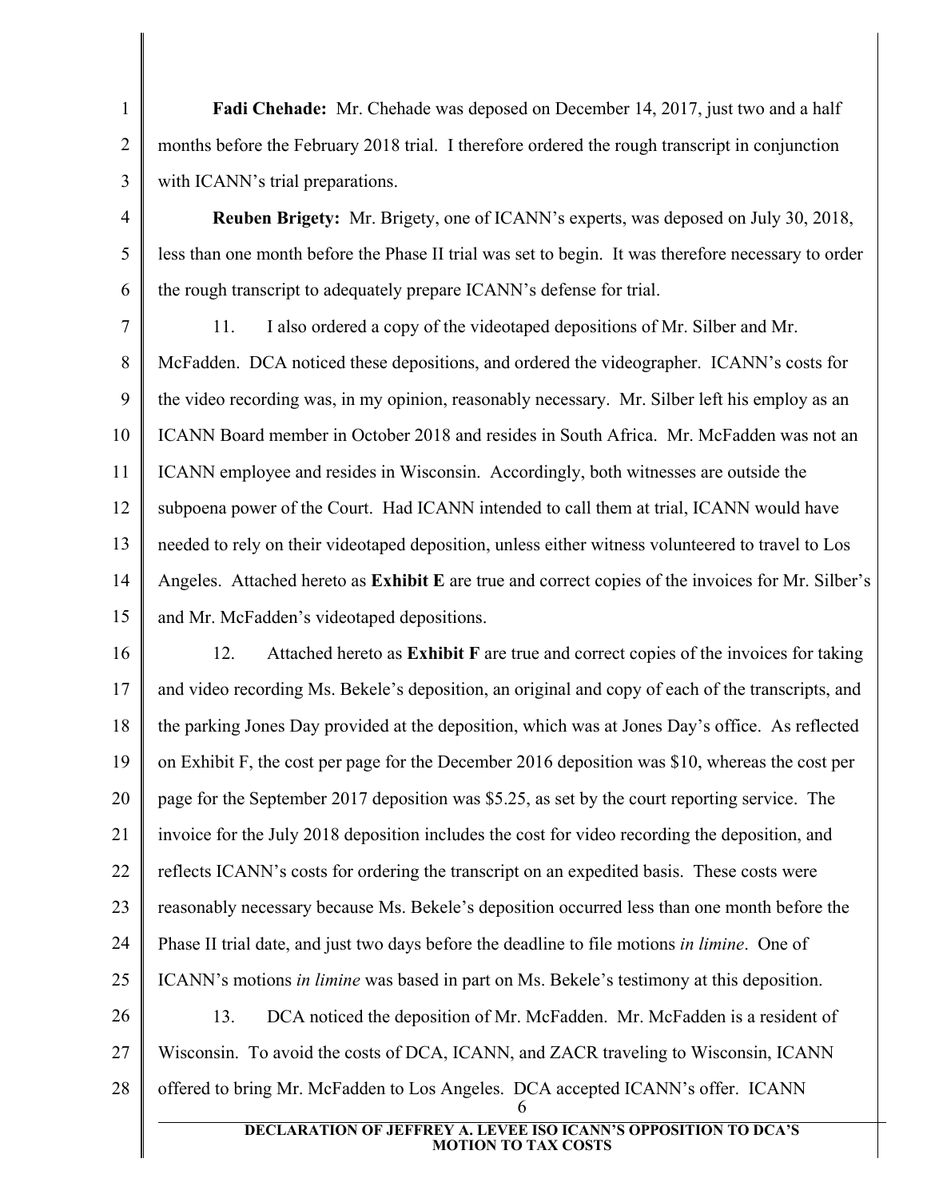**Fadi Chehade:** Mr. Chehade was deposed on December 14, 2017, just two and a half months before the February 2018 trial. I therefore ordered the rough transcript in conjunction with ICANN's trial preparations.

**Reuben Brigety:** Mr. Brigety, one of ICANN's experts, was deposed on July 30, 2018, less than one month before the Phase II trial was set to begin. It was therefore necessary to order the rough transcript to adequately prepare ICANN's defense for trial.

11. I also ordered a copy of the videotaped depositions of Mr. Silber and Mr. McFadden. DCA noticed these depositions, and ordered the videographer. ICANN's costs for the video recording was, in my opinion, reasonably necessary. Mr. Silber left his employ as an ICANN Board member in October 2018 and resides in South Africa. Mr. McFadden was not an ICANN employee and resides in Wisconsin. Accordingly, both witnesses are outside the subpoena power of the Court. Had ICANN intended to call them at trial, ICANN would have needed to rely on their videotaped deposition, unless either witness volunteered to travel to Los Angeles. Attached hereto as **Exhibit E** are true and correct copies of the invoices for Mr. Silber's and Mr. McFadden's videotaped depositions.

12. Attached hereto as **Exhibit F** are true and correct copies of the invoices for taking and video recording Ms. Bekele's deposition, an original and copy of each of the transcripts, and the parking Jones Day provided at the deposition, which was at Jones Day's office. As reflected on Exhibit F, the cost per page for the December 2016 deposition was $10, whereas the cost per page for the September 2017 deposition was $5.25, as set by the court reporting service. The invoice for the July 2018 deposition includes the cost for video recording the deposition, and reflects ICANN's costs for ordering the transcript on an expedited basis. These costs were reasonably necessary because Ms. Bekele's deposition occurred less than one month before the Phase II trial date, and just two days before the deadline to file motions *in limine*. One of ICANN's motions *in limine* was based in part on Ms. Bekele's testimony at this deposition.

13. DCA noticed the deposition of Mr. McFadden. Mr. McFadden is a resident of Wisconsin. To avoid the costs of DCA, ICANN, and ZACR traveling to Wisconsin, ICANN offered to bring Mr. McFadden to Los Angeles. DCA accepted ICANN's offer. ICANN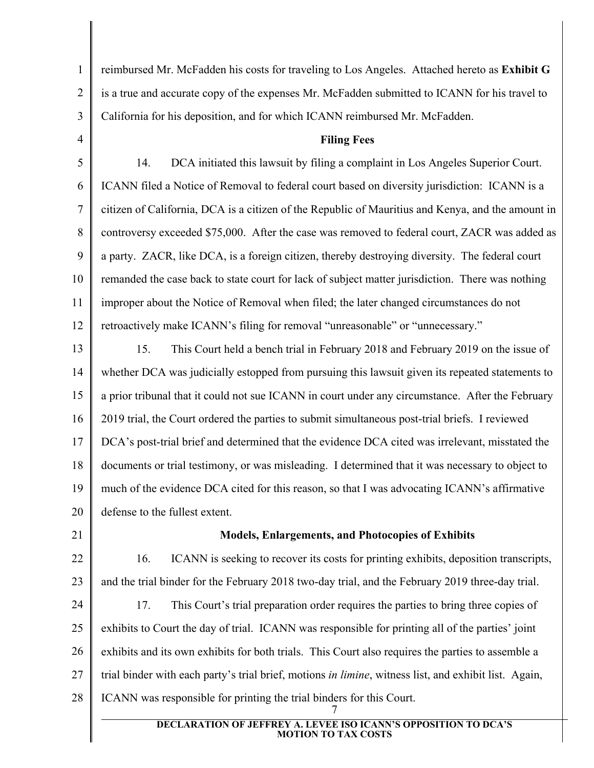reimbursed Mr. McFadden his costs for traveling to Los Angeles. Attached hereto as **Exhibit G** is a true and accurate copy of the expenses Mr. McFadden submitted to ICANN for his travel to California for his deposition, and for which ICANN reimbursed Mr. McFadden.

**Filing Fees**

14. DCA initiated this lawsuit by filing a complaint in Los Angeles Superior Court. ICANN filed a Notice of Removal to federal court based on diversity jurisdiction: ICANN is a citizen of California, DCA is a citizen of the Republic of Mauritius and Kenya, and the amount in controversy exceeded $75,000. After the case was removed to federal court, ZACR was added as a party. ZACR, like DCA, is a foreign citizen, thereby destroying diversity. The federal court remanded the case back to state court for lack of subject matter jurisdiction. There was nothing improper about the Notice of Removal when filed; the later changed circumstances do not retroactively make ICANN's filing for removal "unreasonable" or "unnecessary."

15. This Court held a bench trial in February 2018 and February 2019 on the issue of whether DCA was judicially estopped from pursuing this lawsuit given its repeated statements to a prior tribunal that it could not sue ICANN in court under any circumstance. After the February 2019 trial, the Court ordered the parties to submit simultaneous post-trial briefs. I reviewed DCA's post-trial brief and determined that the evidence DCA cited was irrelevant, misstated the documents or trial testimony, or was misleading. I determined that it was necessary to object to much of the evidence DCA cited for this reason, so that I was advocating ICANN's affirmative defense to the fullest extent.

**Models, Enlargements, and Photocopies of Exhibits**

16. ICANN is seeking to recover its costs for printing exhibits, deposition transcripts, and the trial binder for the February 2018 two-day trial, and the February 2019 three-day trial.

17. This Court's trial preparation order requires the parties to bring three copies of exhibits to Court the day of trial. ICANN was responsible for printing all of the parties' joint exhibits and its own exhibits for both trials. This Court also requires the parties to assemble a trial binder with each party's trial brief, motions *in limine*, witness list, and exhibit list. Again, ICANN was responsible for printing the trial binders for this Court.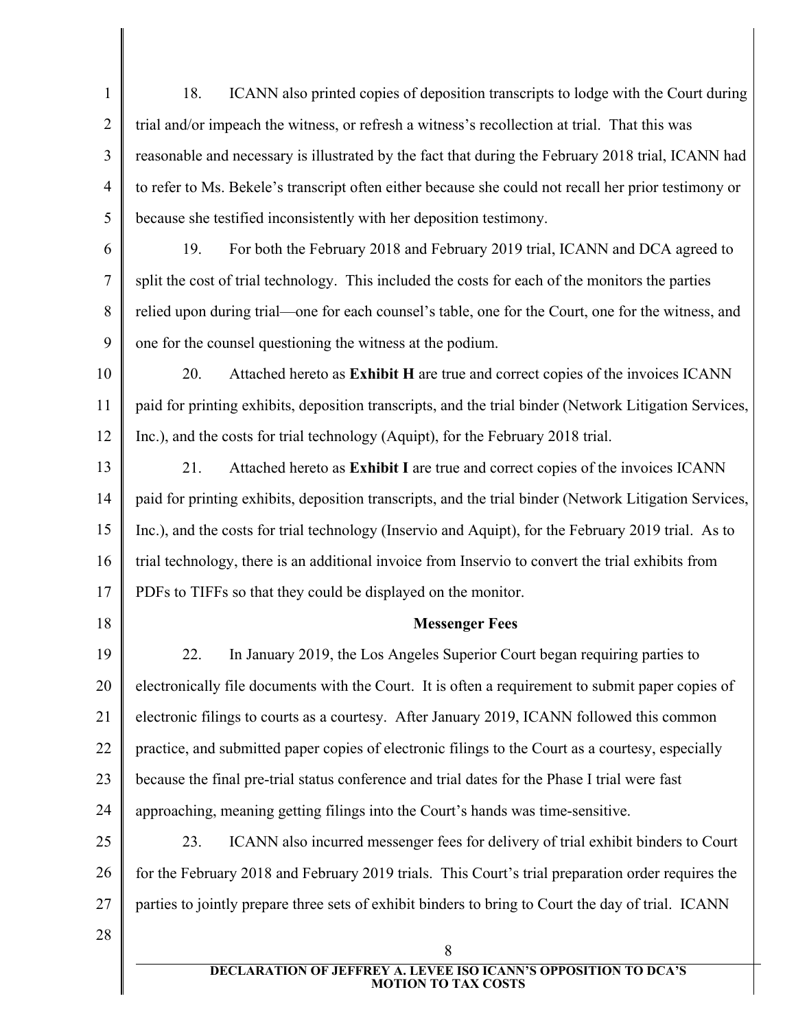18. ICANN also printed copies of deposition transcripts to lodge with the Court during trial and/or impeach the witness, or refresh a witness's recollection at trial. That this was reasonable and necessary is illustrated by the fact that during the February 2018 trial, ICANN had to refer to Ms. Bekele's transcript often either because she could not recall her prior testimony or because she testified inconsistently with her deposition testimony.

19. For both the February 2018 and February 2019 trial, ICANN and DCA agreed to split the cost of trial technology. This included the costs for each of the monitors the parties relied upon during trial—one for each counsel's table, one for the Court, one for the witness, and one for the counsel questioning the witness at the podium.

20. Attached hereto as **Exhibit H** are true and correct copies of the invoices ICANN paid for printing exhibits, deposition transcripts, and the trial binder (Network Litigation Services, Inc.), and the costs for trial technology (Aquipt), for the February 2018 trial.

21. Attached hereto as **Exhibit I** are true and correct copies of the invoices ICANN paid for printing exhibits, deposition transcripts, and the trial binder (Network Litigation Services, Inc.), and the costs for trial technology (Inservio and Aquipt), for the February 2019 trial. As to trial technology, there is an additional invoice from Inservio to convert the trial exhibits from PDFs to TIFFs so that they could be displayed on the monitor.

**Messenger Fees**

22. In January 2019, the Los Angeles Superior Court began requiring parties to electronically file documents with the Court. It is often a requirement to submit paper copies of electronic filings to courts as a courtesy. After January 2019, ICANN followed this common practice, and submitted paper copies of electronic filings to the Court as a courtesy, especially because the final pre-trial status conference and trial dates for the Phase I trial were fast approaching, meaning getting filings into the Court's hands was time-sensitive.

23. ICANN also incurred messenger fees for delivery of trial exhibit binders to Court for the February 2018 and February 2019 trials. This Court's trial preparation order requires the parties to jointly prepare three sets of exhibit binders to bring to Court the day of trial. ICANN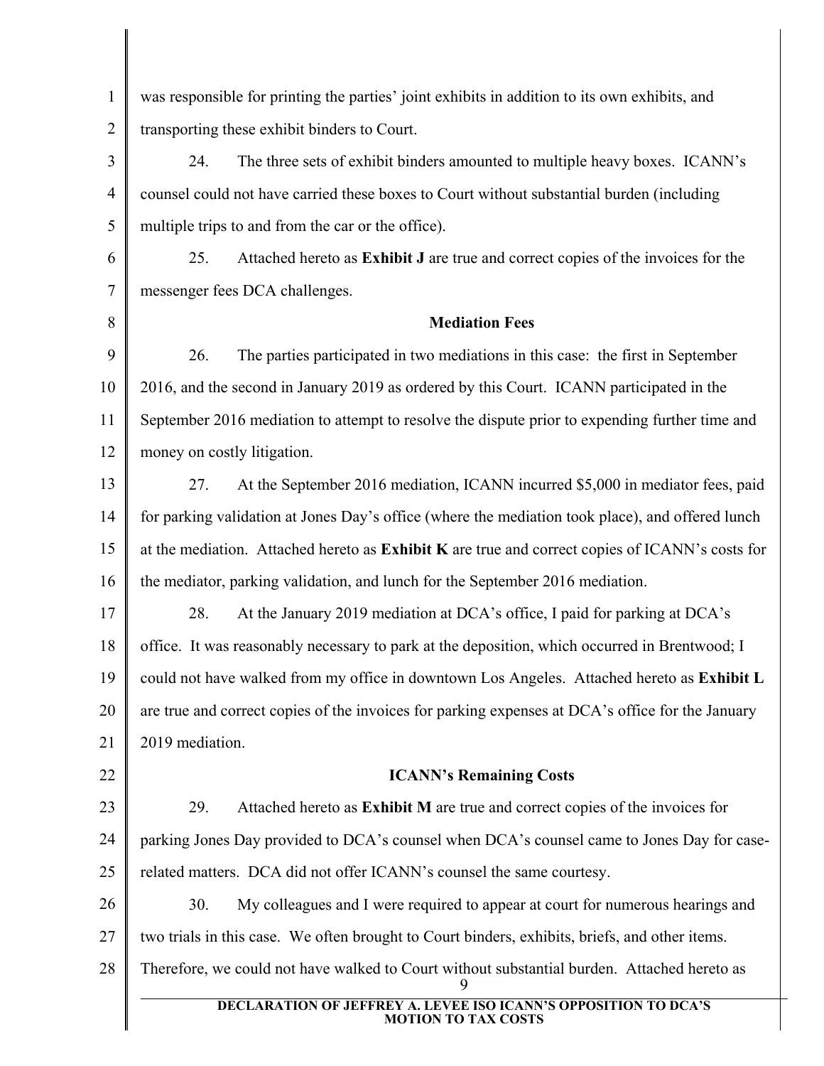was responsible for printing the parties' joint exhibits in addition to its own exhibits, and transporting these exhibit binders to Court.

24. The three sets of exhibit binders amounted to multiple heavy boxes. ICANN's counsel could not have carried these boxes to Court without substantial burden (including multiple trips to and from the car or the office).

25. Attached hereto as **Exhibit J** are true and correct copies of the invoices for the messenger fees DCA challenges.

**Mediation Fees**

26. The parties participated in two mediations in this case: the first in September 2016, and the second in January 2019 as ordered by this Court. ICANN participated in the September 2016 mediation to attempt to resolve the dispute prior to expending further time and money on costly litigation.

27. At the September 2016 mediation, ICANN incurred $5,000 in mediator fees, paid for parking validation at Jones Day's office (where the mediation took place), and offered lunch at the mediation. Attached hereto as **Exhibit K** are true and correct copies of ICANN's costs for the mediator, parking validation, and lunch for the September 2016 mediation.

28. At the January 2019 mediation at DCA's office, I paid for parking at DCA's office. It was reasonably necessary to park at the deposition, which occurred in Brentwood; I could not have walked from my office in downtown Los Angeles. Attached hereto as **Exhibit L** are true and correct copies of the invoices for parking expenses at DCA's office for the January 2019 mediation.

**ICANN's Remaining Costs**

29. Attached hereto as **Exhibit M** are true and correct copies of the invoices for parking Jones Day provided to DCA's counsel when DCA's counsel came to Jones Day for case-related matters. DCA did not offer ICANN's counsel the same courtesy.

30. My colleagues and I were required to appear at court for numerous hearings and two trials in this case. We often brought to Court binders, exhibits, briefs, and other items. Therefore, we could not have walked to Court without substantial burden. Attached hereto as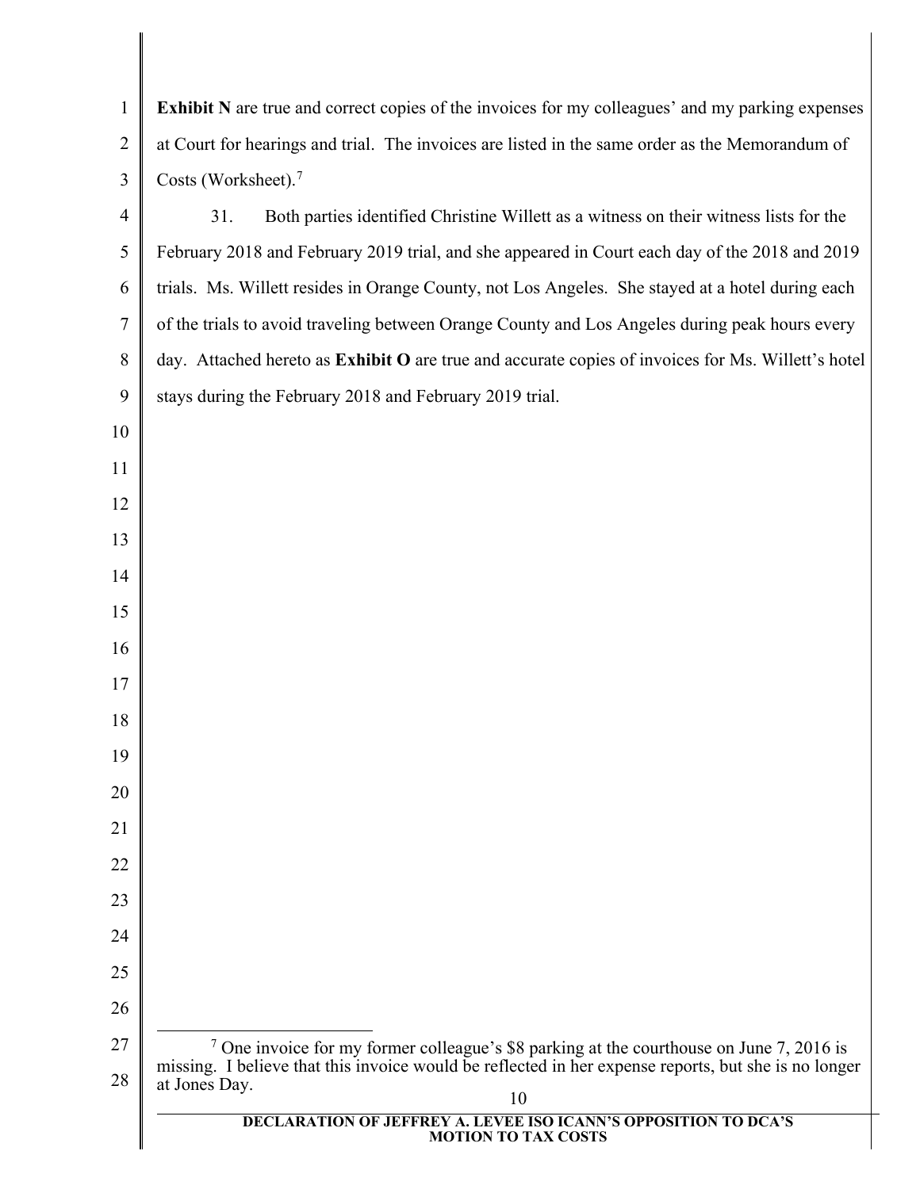**Exhibit N** are true and correct copies of the invoices for my colleagues' and my parking expenses at Court for hearings and trial. The invoices are listed in the same order as the Memorandum of Costs (Worksheet).[7]

31. Both parties identified Christine Willett as a witness on their witness lists for the February 2018 and February 2019 trial, and she appeared in Court each day of the 2018 and 2019 trials. Ms. Willett resides in Orange County, not Los Angeles. She stayed at a hotel during each of the trials to avoid traveling between Orange County and Los Angeles during peak hours every day. Attached hereto as **Exhibit O** are true and accurate copies of invoices for Ms. Willett's hotel stays during the February 2018 and February 2019 trial.

---

[7] One invoice for my former colleague's $8 parking at the courthouse on June 7, 2016 is missing. I believe that this invoice would be reflected in her expense reports, but she is no longer at Jones Day.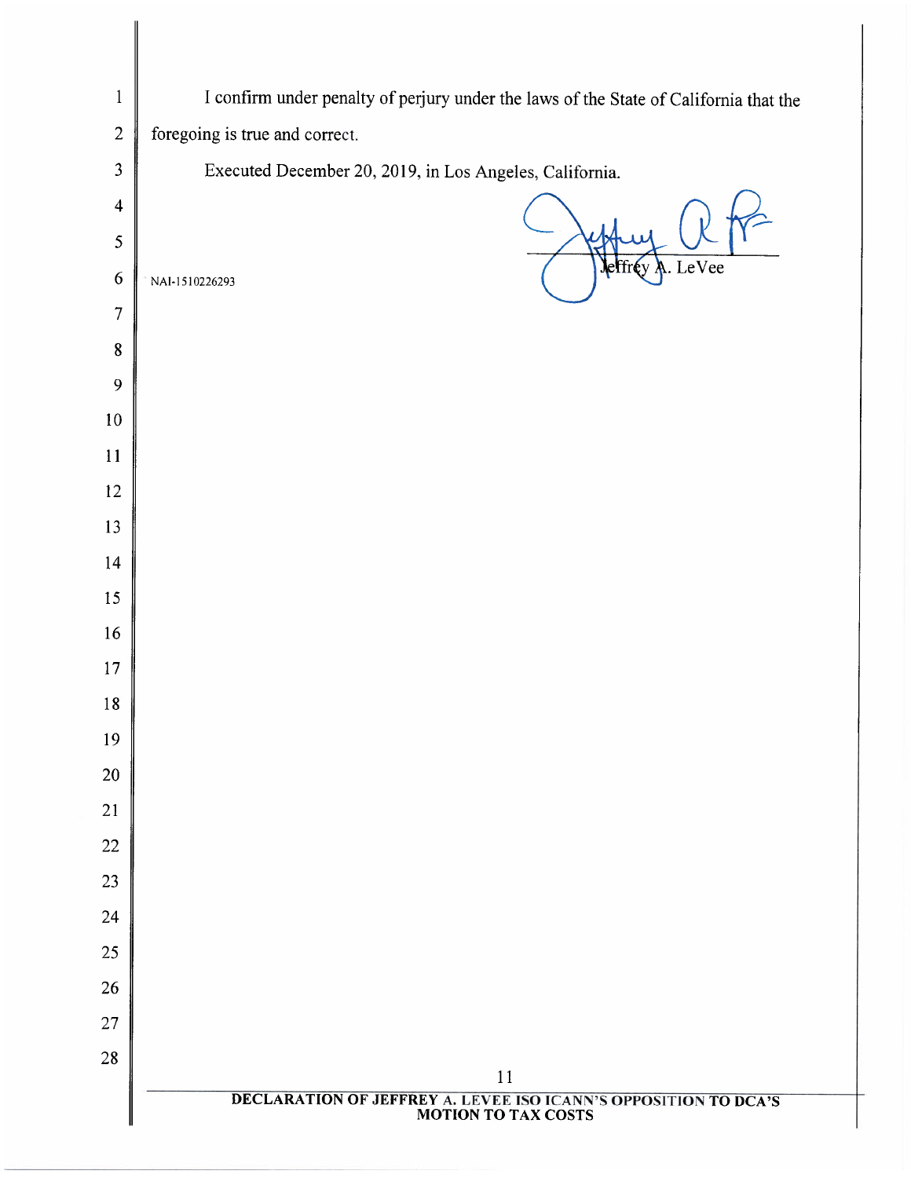I confirm under penalty of perjury under the laws of the State of California that the foregoing is true and correct.

Executed December 20, 2019, in Los Angeles, California.

Jeffrey A. LeVee

NAI-1510226293